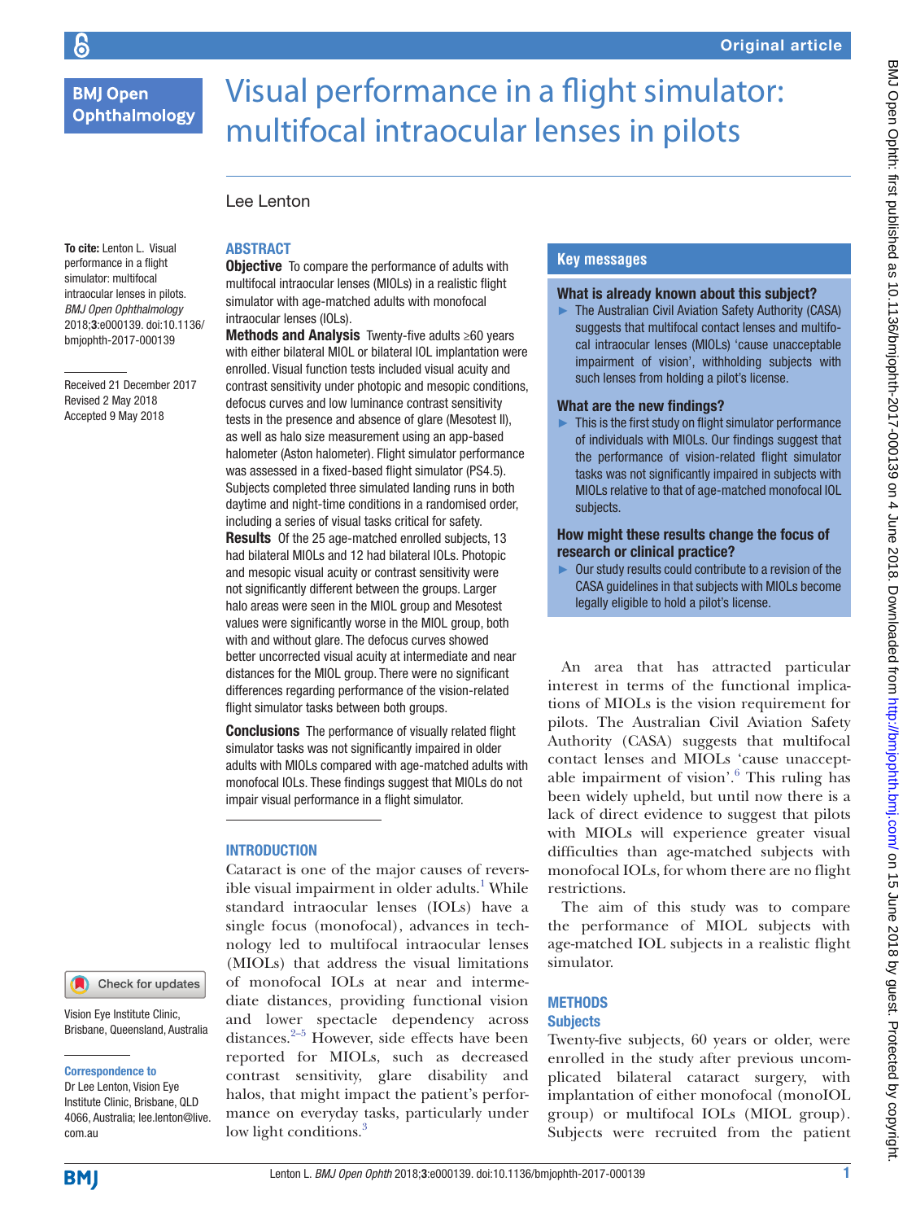Original article

# Visual performance in a flight simulator: multifocal intraocular lenses in pilots

Lee Lenton

**To cite:** Lenton L. Visual performance in a flight simulator: multifocal intraocular lenses in pilots. *BMJ Open Ophthalmology* 2018;**3**:e000139. doi:10.1136/bmjophth-2017-000139

Received 21 December 2017
Revised 2 May 2018
Accepted 9 May 2018

Vision Eye Institute Clinic, Brisbane, Queensland, Australia

**Correspondence to**
Dr Lee Lenton, Vision Eye Institute Clinic, Brisbane, QLD 4066, Australia; lee.lenton@live.com.au

## ABSTRACT

**Objective** To compare the performance of adults with multifocal intraocular lenses (MIOLs) in a realistic flight simulator with age-matched adults with monofocal intraocular lenses (IOLs).

**Methods and Analysis** Twenty-five adults ≥60 years with either bilateral MIOL or bilateral IOL implantation were enrolled. Visual function tests included visual acuity and contrast sensitivity under photopic and mesopic conditions, defocus curves and low luminance contrast sensitivity tests in the presence and absence of glare (Mesotest II), as well as halo size measurement using an app-based halometer (Aston halometer). Flight simulator performance was assessed in a fixed-based flight simulator (PS4.5). Subjects completed three simulated landing runs in both daytime and night-time conditions in a randomised order, including a series of visual tasks critical for safety.

**Results** Of the 25 age-matched enrolled subjects, 13 had bilateral MIOLs and 12 had bilateral IOLs. Photopic and mesopic visual acuity or contrast sensitivity were not significantly different between the groups. Larger halo areas were seen in the MIOL group and Mesotest values were significantly worse in the MIOL group, both with and without glare. The defocus curves showed better uncorrected visual acuity at intermediate and near distances for the MIOL group. There were no significant differences regarding performance of the vision-related flight simulator tasks between both groups.

**Conclusions** The performance of visually related flight simulator tasks was not significantly impaired in older adults with MIOLs compared with age-matched adults with monofocal IOLs. These findings suggest that MIOLs do not impair visual performance in a flight simulator.

## Key messages

### What is already known about this subject?

- The Australian Civil Aviation Safety Authority (CASA) suggests that multifocal contact lenses and multifocal intraocular lenses (MIOLs) 'cause unacceptable impairment of vision', withholding subjects with such lenses from holding a pilot's license.

### What are the new findings?

- This is the first study on flight simulator performance of individuals with MIOLs. Our findings suggest that the performance of vision-related flight simulator tasks was not significantly impaired in subjects with MIOLs relative to that of age-matched monofocal IOL subjects.

### How might these results change the focus of research or clinical practice?

- Our study results could contribute to a revision of the CASA guidelines in that subjects with MIOLs become legally eligible to hold a pilot's license.

## INTRODUCTION

Cataract is one of the major causes of reversible visual impairment in older adults.[1] While standard intraocular lenses (IOLs) have a single focus (monofocal), advances in technology led to multifocal intraocular lenses (MIOLs) that address the visual limitations of monofocal IOLs at near and intermediate distances, providing functional vision and lower spectacle dependency across distances.[2–5] However, side effects have been reported for MIOLs, such as decreased contrast sensitivity, glare disability and halos, that might impact the patient's performance on everyday tasks, particularly under low light conditions.[3]

An area that has attracted particular interest in terms of the functional implications of MIOLs is the vision requirement for pilots. The Australian Civil Aviation Safety Authority (CASA) suggests that multifocal contact lenses and MIOLs 'cause unacceptable impairment of vision'.[6] This ruling has been widely upheld, but until now there is a lack of direct evidence to suggest that pilots with MIOLs will experience greater visual difficulties than age-matched subjects with monofocal IOLs, for whom there are no flight restrictions.

The aim of this study was to compare the performance of MIOL subjects with age-matched IOL subjects in a realistic flight simulator.

## METHODS

### Subjects

Twenty-five subjects, 60 years or older, were enrolled in the study after previous uncomplicated bilateral cataract surgery, with implantation of either monofocal (monoIOL group) or multifocal IOLs (MIOL group). Subjects were recruited from the patient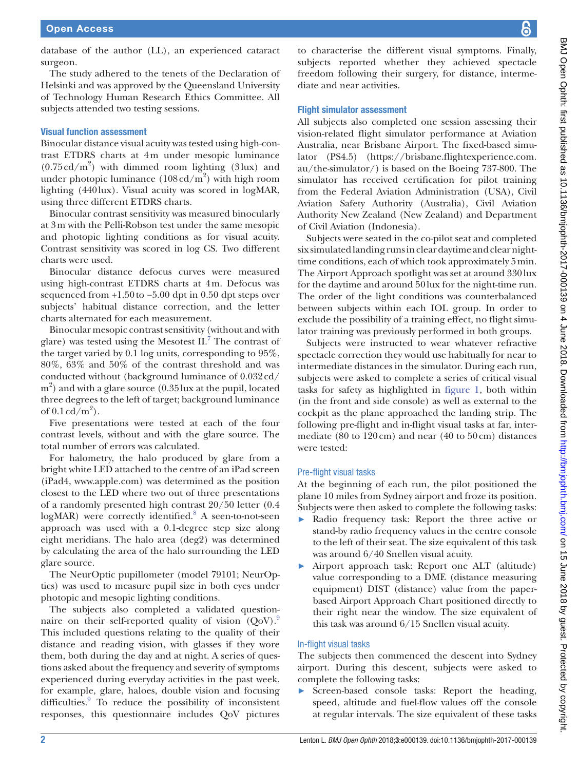database of the author (LL), an experienced cataract surgeon.

The study adhered to the tenets of the Declaration of Helsinki and was approved by the Queensland University of Technology Human Research Ethics Committee. All subjects attended two testing sessions.

### Visual function assessment

Binocular distance visual acuity was tested using high-contrast ETDRS charts at 4 m under mesopic luminance (0.75 cd/m$^2$) with dimmed room lighting (3 lux) and under photopic luminance (108 cd/m$^2$) with high room lighting (440 lux). Visual acuity was scored in logMAR, using three different ETDRS charts.

Binocular contrast sensitivity was measured binocularly at 3 m with the Pelli-Robson test under the same mesopic and photopic lighting conditions as for visual acuity. Contrast sensitivity was scored in log CS. Two different charts were used.

Binocular distance defocus curves were measured using high-contrast ETDRS charts at 4 m. Defocus was sequenced from +1.50 to −5.00 dpt in 0.50 dpt steps over subjects' habitual distance correction, and the letter charts alternated for each measurement.

Binocular mesopic contrast sensitivity (without and with glare) was tested using the Mesotest II.[7] The contrast of the target varied by 0.1 log units, corresponding to 95%, 80%, 63% and 50% of the contrast threshold and was conducted without (background luminance of 0.032 cd/m$^2$) and with a glare source (0.35 lux at the pupil, located three degrees to the left of target; background luminance of 0.1 cd/m$^2$).

Five presentations were tested at each of the four contrast levels, without and with the glare source. The total number of errors was calculated.

For halometry, the halo produced by glare from a bright white LED attached to the centre of an iPad screen (iPad4, www.apple.com) was determined as the position closest to the LED where two out of three presentations of a randomly presented high contrast 20/50 letter (0.4 logMAR) were correctly identified.[8] A seen-to-not-seen approach was used with a 0.1-degree step size along eight meridians. The halo area (deg2) was determined by calculating the area of the halo surrounding the LED glare source.

The NeurOptic pupillometer (model 79101; NeurOptics) was used to measure pupil size in both eyes under photopic and mesopic lighting conditions.

The subjects also completed a validated questionnaire on their self-reported quality of vision (QoV).[9] This included questions relating to the quality of their distance and reading vision, with glasses if they wore them, both during the day and at night. A series of questions asked about the frequency and severity of symptoms experienced during everyday activities in the past week, for example, glare, haloes, double vision and focusing difficulties.[9] To reduce the possibility of inconsistent responses, this questionnaire includes QoV pictures to characterise the different visual symptoms. Finally, subjects reported whether they achieved spectacle freedom following their surgery, for distance, intermediate and near activities.

### Flight simulator assessment

All subjects also completed one session assessing their vision-related flight simulator performance at Aviation Australia, near Brisbane Airport. The fixed-based simulator (PS4.5) (https://brisbane.flightexperience.com.au/the-simulator/) is based on the Boeing 737-800. The simulator has received certification for pilot training from the Federal Aviation Administration (USA), Civil Aviation Safety Authority (Australia), Civil Aviation Authority New Zealand (New Zealand) and Department of Civil Aviation (Indonesia).

Subjects were seated in the co-pilot seat and completed six simulated landing runs in clear daytime and clear night-time conditions, each of which took approximately 5 min. The Airport Approach spotlight was set at around 330 lux for the daytime and around 50 lux for the night-time run. The order of the light conditions was counterbalanced between subjects within each IOL group. In order to exclude the possibility of a training effect, no flight simulator training was previously performed in both groups.

Subjects were instructed to wear whatever refractive spectacle correction they would use habitually for near to intermediate distances in the simulator. During each run, subjects were asked to complete a series of critical visual tasks for safety as highlighted in figure 1, both within (in the front and side console) as well as external to the cockpit as the plane approached the landing strip. The following pre-flight and in-flight visual tasks at far, intermediate (80 to 120 cm) and near (40 to 50 cm) distances were tested:

#### Pre-flight visual tasks

At the beginning of each run, the pilot positioned the plane 10 miles from Sydney airport and froze its position. Subjects were then asked to complete the following tasks:

- Radio frequency task: Report the three active or stand-by radio frequency values in the centre console to the left of their seat. The size equivalent of this task was around 6/40 Snellen visual acuity.
- Airport approach task: Report one ALT (altitude) value corresponding to a DME (distance measuring equipment) DIST (distance) value from the paper-based Airport Approach Chart positioned directly to their right near the window. The size equivalent of this task was around 6/15 Snellen visual acuity.

#### In-flight visual tasks

The subjects then commenced the descent into Sydney airport. During this descent, subjects were asked to complete the following tasks:

- Screen-based console tasks: Report the heading, speed, altitude and fuel-flow values off the console at regular intervals. The size equivalent of these tasks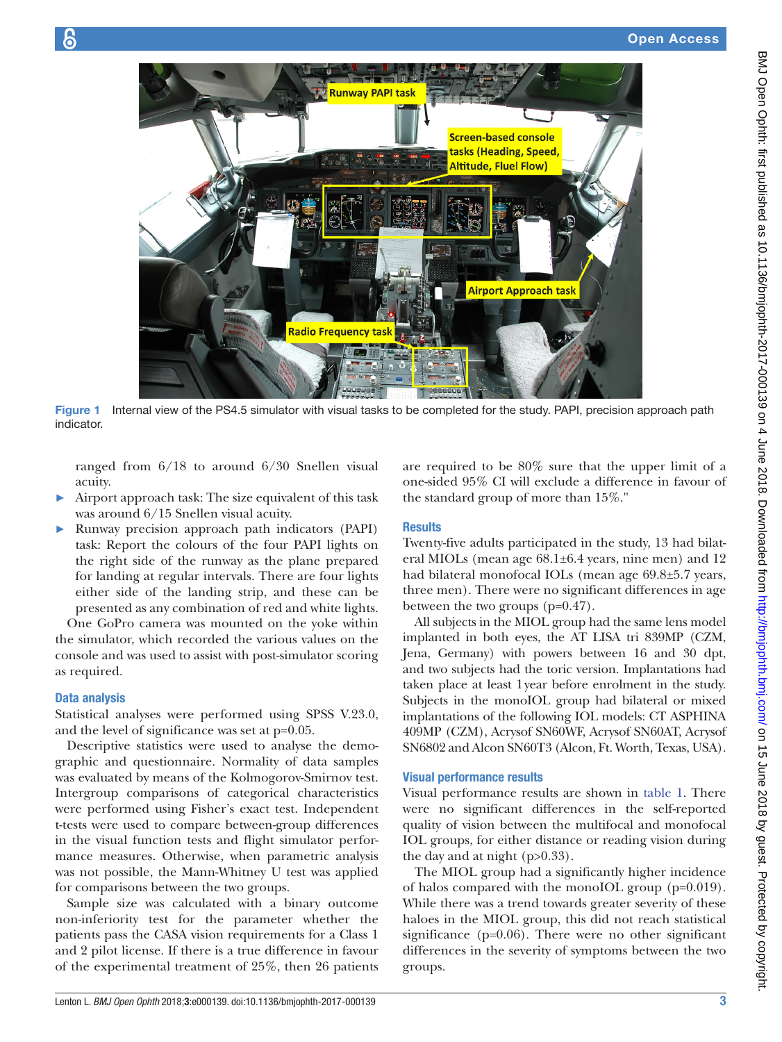Figure 1 Internal view of the PS4.5 simulator with visual tasks to be completed for the study. PAPI, precision approach path indicator.

ranged from 6/18 to around 6/30 Snellen visual acuity.

- Airport approach task: The size equivalent of this task was around 6/15 Snellen visual acuity.
- Runway precision approach path indicators (PAPI) task: Report the colours of the four PAPI lights on the right side of the runway as the plane prepared for landing at regular intervals. There are four lights either side of the landing strip, and these can be presented as any combination of red and white lights.

One GoPro camera was mounted on the yoke within the simulator, which recorded the various values on the console and was used to assist with post-simulator scoring as required.

### Data analysis

Statistical analyses were performed using SPSS V.23.0, and the level of significance was set at p=0.05.

Descriptive statistics were used to analyse the demographic and questionnaire. Normality of data samples was evaluated by means of the Kolmogorov-Smirnov test. Intergroup comparisons of categorical characteristics were performed using Fisher's exact test. Independent t-tests were used to compare between-group differences in the visual function tests and flight simulator performance measures. Otherwise, when parametric analysis was not possible, the Mann-Whitney U test was applied for comparisons between the two groups.

Sample size was calculated with a binary outcome non-inferiority test for the parameter whether the patients pass the CASA vision requirements for a Class 1 and 2 pilot license. If there is a true difference in favour of the experimental treatment of 25%, then 26 patients are required to be 80% sure that the upper limit of a one-sided 95% CI will exclude a difference in favour of the standard group of more than 15%."

## Results

Twenty-five adults participated in the study, 13 had bilateral MIOLs (mean age 68.1±6.4 years, nine men) and 12 had bilateral monofocal IOLs (mean age 69.8±5.7 years, three men). There were no significant differences in age between the two groups (p=0.47).

All subjects in the MIOL group had the same lens model implanted in both eyes, the AT LISA tri 839MP (CZM, Jena, Germany) with powers between 16 and 30 dpt, and two subjects had the toric version. Implantations had taken place at least 1 year before enrolment in the study. Subjects in the monoIOL group had bilateral or mixed implantations of the following IOL models: CT ASPHINA 409MP (CZM), Acrysof SN60WF, Acrysof SN60AT, Acrysof SN6802 and Alcon SN60T3 (Alcon, Ft. Worth, Texas, USA).

### Visual performance results

Visual performance results are shown in table 1. There were no significant differences in the self-reported quality of vision between the multifocal and monofocal IOL groups, for either distance or reading vision during the day and at night (p>0.33).

The MIOL group had a significantly higher incidence of halos compared with the monoIOL group (p=0.019). While there was a trend towards greater severity of these haloes in the MIOL group, this did not reach statistical significance (p=0.06). There were no other significant differences in the severity of symptoms between the two groups.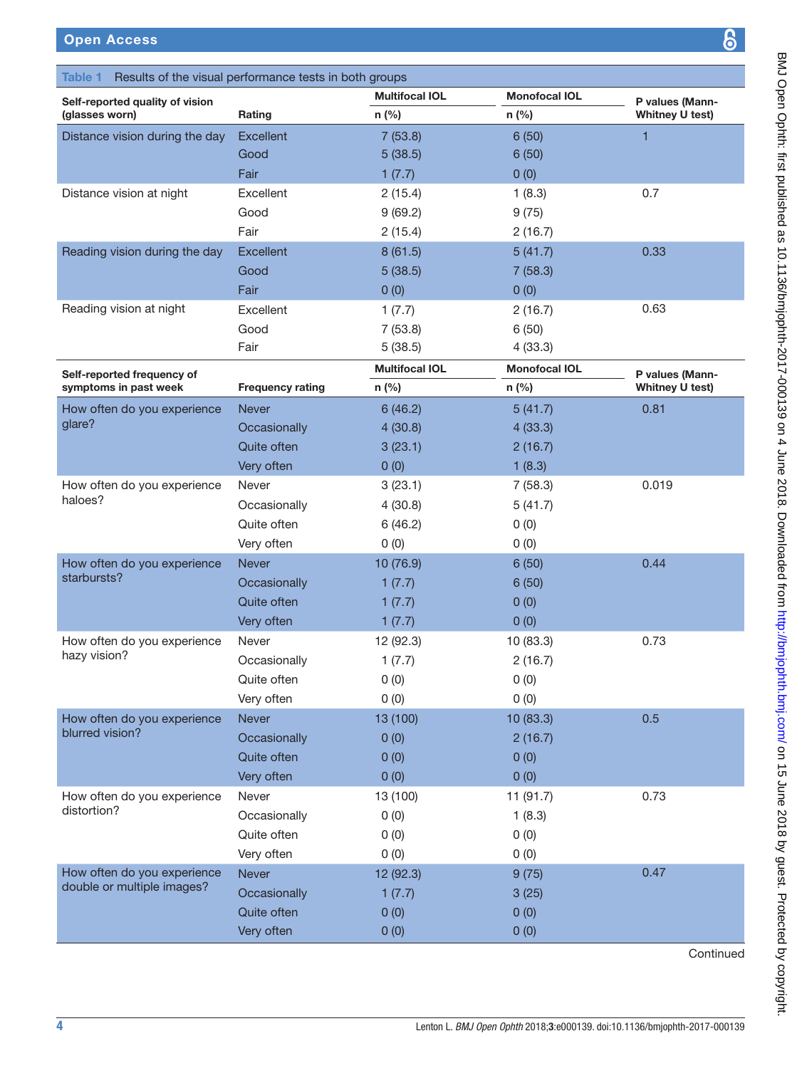**Table 1** Results of the visual performance tests in both groups

| Self-reported quality of vision (glasses worn) | Rating | Multifocal IOL n (%) | Monofocal IOL n (%) | P values (Mann-Whitney U test) |
|---|---|---|---|---|
| Distance vision during the day | Excellent | 7 (53.8) | 6 (50) | 1 |
| | Good | 5 (38.5) | 6 (50) | |
| | Fair | 1 (7.7) | 0 (0) | |
| Distance vision at night | Excellent | 2 (15.4) | 1 (8.3) | 0.7 |
| | Good | 9 (69.2) | 9 (75) | |
| | Fair | 2 (15.4) | 2 (16.7) | |
| Reading vision during the day | Excellent | 8 (61.5) | 5 (41.7) | 0.33 |
| | Good | 5 (38.5) | 7 (58.3) | |
| | Fair | 0 (0) | 0 (0) | |
| Reading vision at night | Excellent | 1 (7.7) | 2 (16.7) | 0.63 |
| | Good | 7 (53.8) | 6 (50) | |
| | Fair | 5 (38.5) | 4 (33.3) | |
| **Self-reported frequency of symptoms in past week** | **Frequency rating** | **Multifocal IOL n (%)** | **Monofocal IOL n (%)** | **P values (Mann-Whitney U test)** |
| How often do you experience glare? | Never | 6 (46.2) | 5 (41.7) | 0.81 |
| | Occasionally | 4 (30.8) | 4 (33.3) | |
| | Quite often | 3 (23.1) | 2 (16.7) | |
| | Very often | 0 (0) | 1 (8.3) | |
| How often do you experience haloes? | Never | 3 (23.1) | 7 (58.3) | 0.019 |
| | Occasionally | 4 (30.8) | 5 (41.7) | |
| | Quite often | 6 (46.2) | 0 (0) | |
| | Very often | 0 (0) | 0 (0) | |
| How often do you experience starbursts? | Never | 10 (76.9) | 6 (50) | 0.44 |
| | Occasionally | 1 (7.7) | 6 (50) | |
| | Quite often | 1 (7.7) | 0 (0) | |
| | Very often | 1 (7.7) | 0 (0) | |
| How often do you experience hazy vision? | Never | 12 (92.3) | 10 (83.3) | 0.73 |
| | Occasionally | 1 (7.7) | 2 (16.7) | |
| | Quite often | 0 (0) | 0 (0) | |
| | Very often | 0 (0) | 0 (0) | |
| How often do you experience blurred vision? | Never | 13 (100) | 10 (83.3) | 0.5 |
| | Occasionally | 0 (0) | 2 (16.7) | |
| | Quite often | 0 (0) | 0 (0) | |
| | Very often | 0 (0) | 0 (0) | |
| How often do you experience distortion? | Never | 13 (100) | 11 (91.7) | 0.73 |
| | Occasionally | 0 (0) | 1 (8.3) | |
| | Quite often | 0 (0) | 0 (0) | |
| | Very often | 0 (0) | 0 (0) | |
| How often do you experience double or multiple images? | Never | 12 (92.3) | 9 (75) | 0.47 |
| | Occasionally | 1 (7.7) | 3 (25) | |
| | Quite often | 0 (0) | 0 (0) | |
| | Very often | 0 (0) | 0 (0) | |

Continued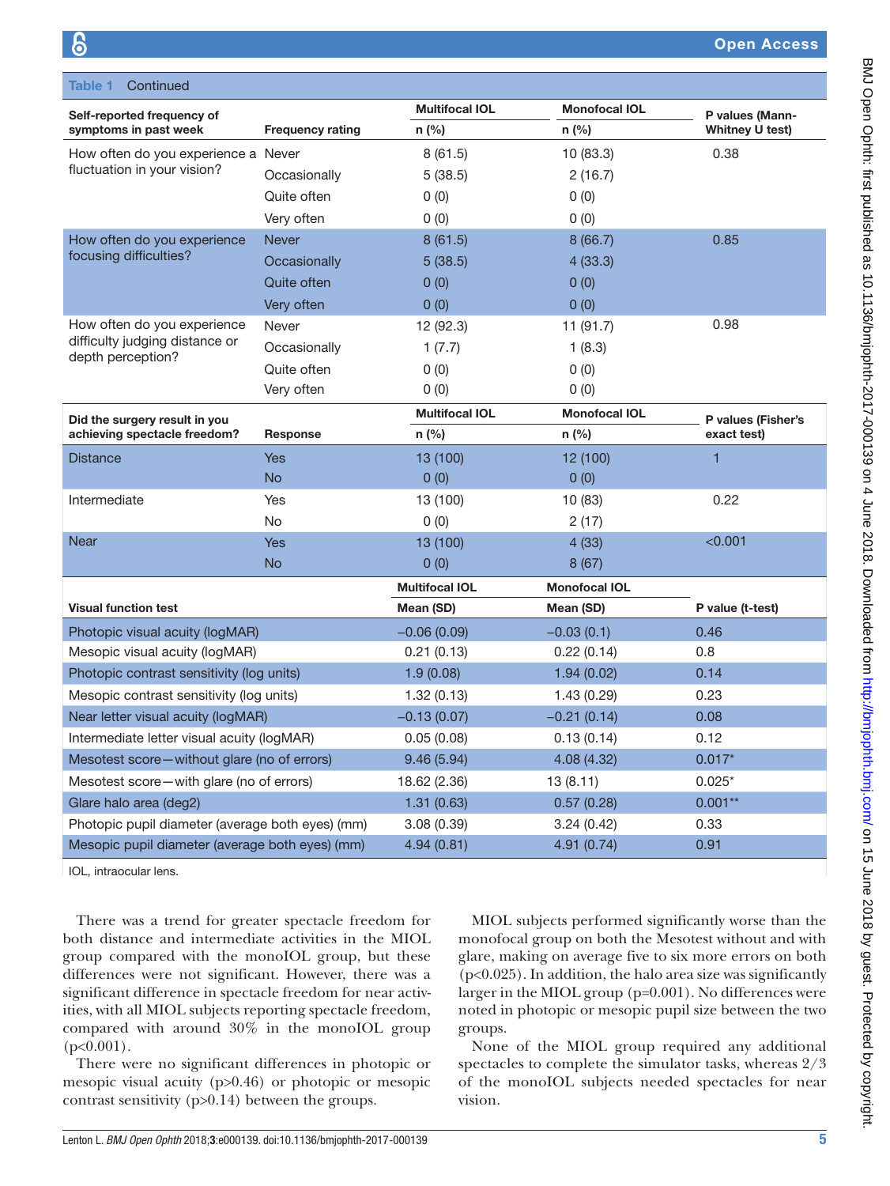**Table 1** Continued

| Self-reported frequency of symptoms in past week | Frequency rating | Multifocal IOL | Monofocal IOL | P values (Mann-Whitney U test) |
|---|---|---|---|---|
| | | n (%) | n (%) | |
| How often do you experience a fluctuation in your vision? | Never | 8 (61.5) | 10 (83.3) | 0.38 |
| | Occasionally | 5 (38.5) | 2 (16.7) | |
| | Quite often | 0 (0) | 0 (0) | |
| | Very often | 0 (0) | 0 (0) | |
| How often do you experience focusing difficulties? | Never | 8 (61.5) | 8 (66.7) | 0.85 |
| | Occasionally | 5 (38.5) | 4 (33.3) | |
| | Quite often | 0 (0) | 0 (0) | |
| | Very often | 0 (0) | 0 (0) | |
| How often do you experience difficulty judging distance or depth perception? | Never | 12 (92.3) | 11 (91.7) | 0.98 |
| | Occasionally | 1 (7.7) | 1 (8.3) | |
| | Quite often | 0 (0) | 0 (0) | |
| | Very often | 0 (0) | 0 (0) | |

| Did the surgery result in you achieving spectacle freedom? | Response | Multifocal IOL | Monofocal IOL | P values (Fisher's exact test) |
|---|---|---|---|---|
| | | n (%) | n (%) | |
| Distance | Yes | 13 (100) | 12 (100) | 1 |
| | No | 0 (0) | 0 (0) | |
| Intermediate | Yes | 13 (100) | 10 (83) | 0.22 |
| | No | 0 (0) | 2 (17) | |
| Near | Yes | 13 (100) | 4 (33) | <0.001 |
| | No | 0 (0) | 8 (67) | |

| Visual function test | Multifocal IOL | Monofocal IOL | P value (t-test) |
|---|---|---|---|
| | Mean (SD) | Mean (SD) | |
| Photopic visual acuity (logMAR) | −0.06 (0.09) | −0.03 (0.1) | 0.46 |
| Mesopic visual acuity (logMAR) | 0.21 (0.13) | 0.22 (0.14) | 0.8 |
| Photopic contrast sensitivity (log units) | 1.9 (0.08) | 1.94 (0.02) | 0.14 |
| Mesopic contrast sensitivity (log units) | 1.32 (0.13) | 1.43 (0.29) | 0.23 |
| Near letter visual acuity (logMAR) | −0.13 (0.07) | −0.21 (0.14) | 0.08 |
| Intermediate letter visual acuity (logMAR) | 0.05 (0.08) | 0.13 (0.14) | 0.12 |
| Mesotest score—without glare (no of errors) | 9.46 (5.94) | 4.08 (4.32) | 0.017* |
| Mesotest score—with glare (no of errors) | 18.62 (2.36) | 13 (8.11) | 0.025* |
| Glare halo area (deg2) | 1.31 (0.63) | 0.57 (0.28) | 0.001** |
| Photopic pupil diameter (average both eyes) (mm) | 3.08 (0.39) | 3.24 (0.42) | 0.33 |
| Mesopic pupil diameter (average both eyes) (mm) | 4.94 (0.81) | 4.91 (0.74) | 0.91 |

IOL, intraocular lens.

There was a trend for greater spectacle freedom for both distance and intermediate activities in the MIOL group compared with the monoIOL group, but these differences were not significant. However, there was a significant difference in spectacle freedom for near activities, with all MIOL subjects reporting spectacle freedom, compared with around 30% in the monoIOL group ($p<0.001$).

There were no significant differences in photopic or mesopic visual acuity ($p>0.46$) or photopic or mesopic contrast sensitivity ($p>0.14$) between the groups.

MIOL subjects performed significantly worse than the monofocal group on both the Mesotest without and with glare, making on average five to six more errors on both ($p<0.025$). In addition, the halo area size was significantly larger in the MIOL group ($p=0.001$). No differences were noted in photopic or mesopic pupil size between the two groups.

None of the MIOL group required any additional spectacles to complete the simulator tasks, whereas 2/3 of the monoIOL subjects needed spectacles for near vision.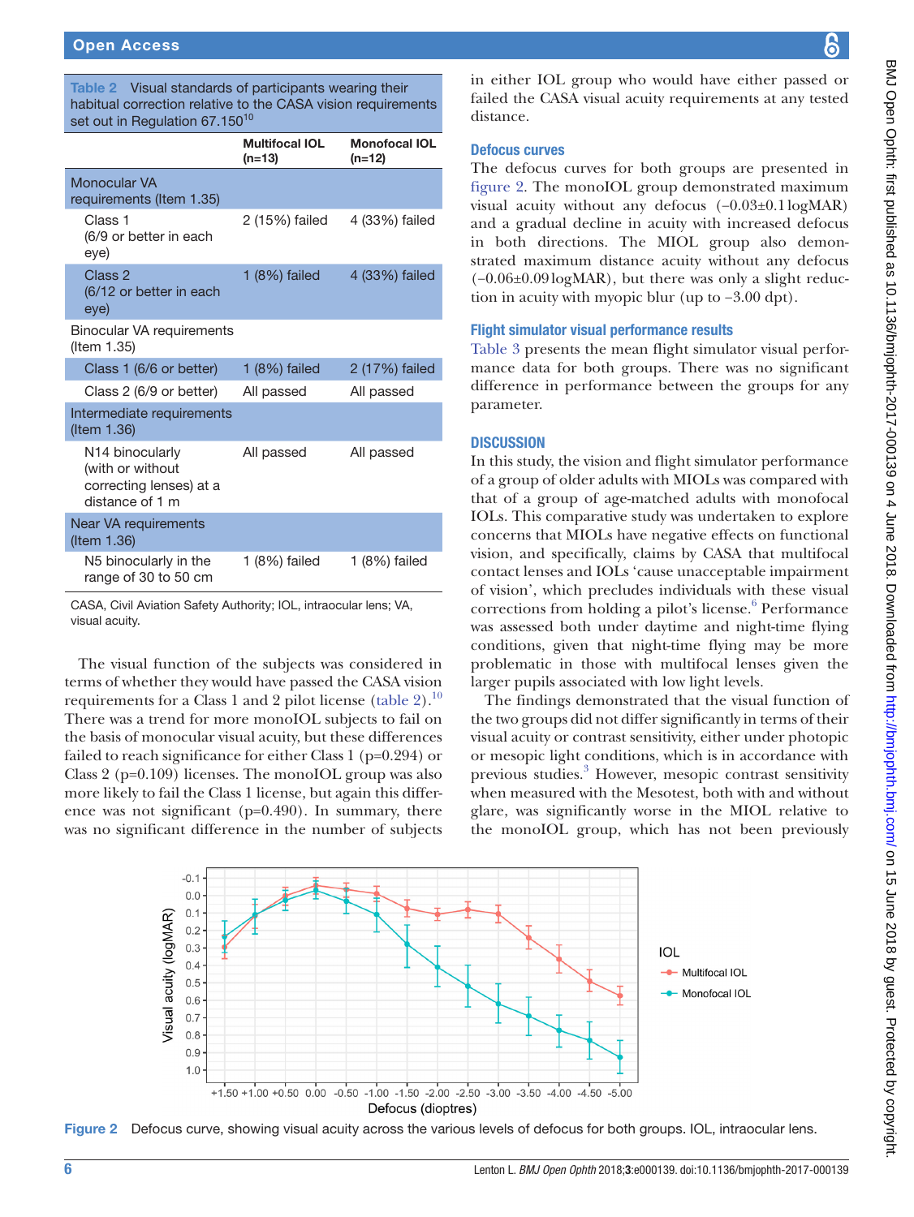**Table 2** Visual standards of participants wearing their habitual correction relative to the CASA vision requirements set out in Regulation 67.150[10]

| | Multifocal IOL (n=13) | Monofocal IOL (n=12) |
|---|---|---|
| Monocular VA requirements (Item 1.35) | | |
| Class 1 (6/9 or better in each eye) | 2 (15%) failed | 4 (33%) failed |
| Class 2 (6/12 or better in each eye) | 1 (8%) failed | 4 (33%) failed |
| Binocular VA requirements (Item 1.35) | | |
| Class 1 (6/6 or better) | 1 (8%) failed | 2 (17%) failed |
| Class 2 (6/9 or better) | All passed | All passed |
| Intermediate requirements (Item 1.36) | | |
| N14 binocularly (with or without correcting lenses) at a distance of 1 m | All passed | All passed |
| Near VA requirements (Item 1.36) | | |
| N5 binocularly in the range of 30 to 50 cm | 1 (8%) failed | 1 (8%) failed |

CASA, Civil Aviation Safety Authority; IOL, intraocular lens; VA, visual acuity.

The visual function of the subjects was considered in terms of whether they would have passed the CASA vision requirements for a Class 1 and 2 pilot license (table 2).[10] There was a trend for more monoIOL subjects to fail on the basis of monocular visual acuity, but these differences failed to reach significance for either Class 1 (p=0.294) or Class 2 (p=0.109) licenses. The monoIOL group was also more likely to fail the Class 1 license, but again this difference was not significant (p=0.490). In summary, there was no significant difference in the number of subjects in either IOL group who would have either passed or failed the CASA visual acuity requirements at any tested distance.

### Defocus curves

The defocus curves for both groups are presented in figure 2. The monoIOL group demonstrated maximum visual acuity without any defocus (−0.03±0.1 logMAR) and a gradual decline in acuity with increased defocus in both directions. The MIOL group also demonstrated maximum distance acuity without any defocus (−0.06±0.09 logMAR), but there was only a slight reduction in acuity with myopic blur (up to −3.00 dpt).

### Flight simulator visual performance results

Table 3 presents the mean flight simulator visual performance data for both groups. There was no significant difference in performance between the groups for any parameter.

## DISCUSSION

In this study, the vision and flight simulator performance of a group of older adults with MIOLs was compared with that of a group of age-matched adults with monofocal IOLs. This comparative study was undertaken to explore concerns that MIOLs have negative effects on functional vision, and specifically, claims by CASA that multifocal contact lenses and IOLs 'cause unacceptable impairment of vision', which precludes individuals with these visual corrections from holding a pilot's license.[6] Performance was assessed both under daytime and night-time flying conditions, given that night-time flying may be more problematic in those with multifocal lenses given the larger pupils associated with low light levels.

The findings demonstrated that the visual function of the two groups did not differ significantly in terms of their visual acuity or contrast sensitivity, either under photopic or mesopic light conditions, which is in accordance with previous studies.[3] However, mesopic contrast sensitivity when measured with the Mesotest, both with and without glare, was significantly worse in the MIOL relative to the monoIOL group, which has not been previously

**Figure 2** Defocus curve, showing visual acuity across the various levels of defocus for both groups. IOL, intraocular lens.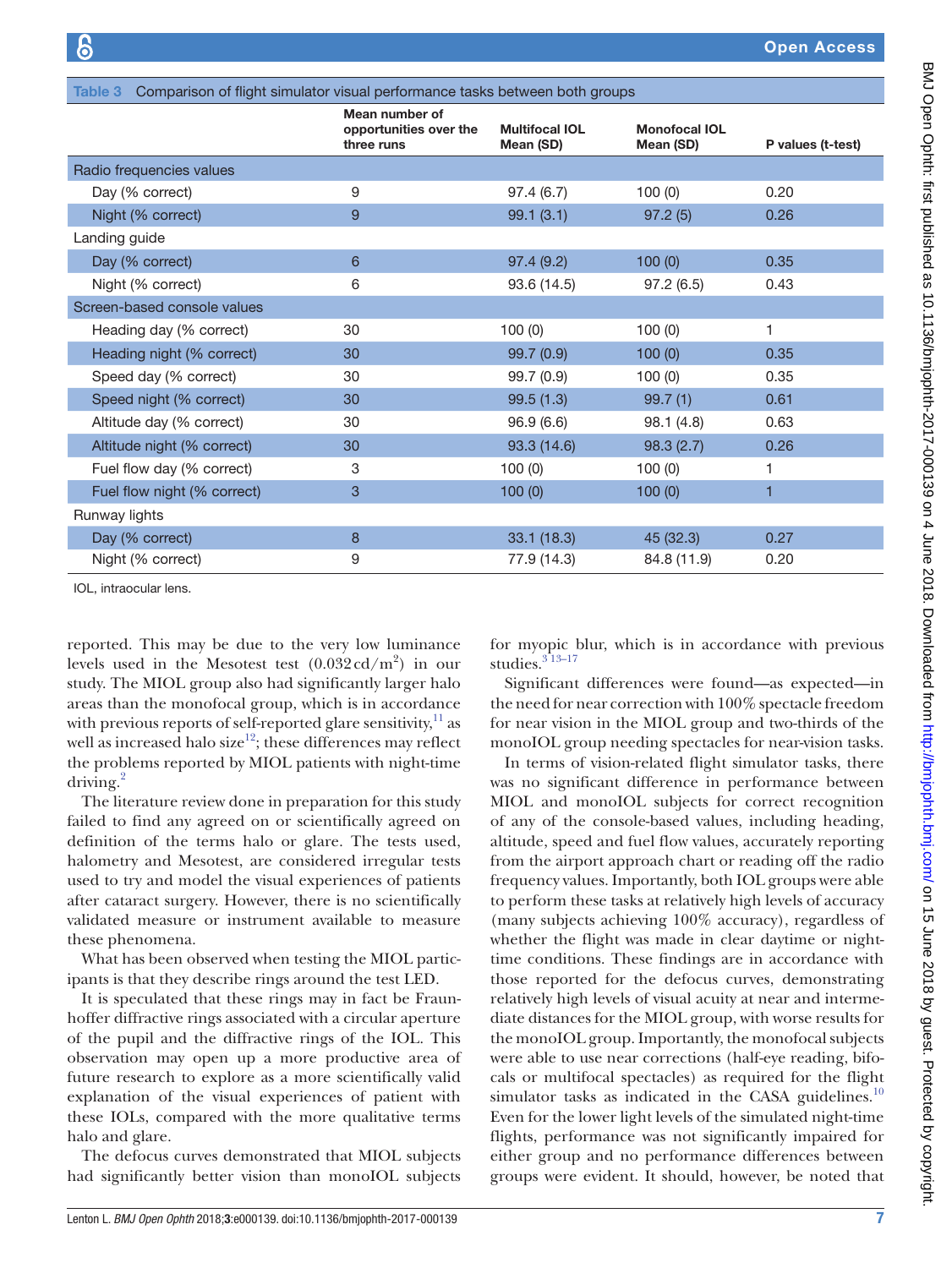**Table 3** Comparison of flight simulator visual performance tasks between both groups

| | Mean number of opportunities over the three runs | Multifocal IOL Mean (SD) | Monofocal IOL Mean (SD) | P values (t-test) |
|---|---|---|---|---|
| Radio frequencies values | | | | |
| Day (% correct) | 9 | 97.4 (6.7) | 100 (0) | 0.20 |
| Night (% correct) | 9 | 99.1 (3.1) | 97.2 (5) | 0.26 |
| Landing guide | | | | |
| Day (% correct) | 6 | 97.4 (9.2) | 100 (0) | 0.35 |
| Night (% correct) | 6 | 93.6 (14.5) | 97.2 (6.5) | 0.43 |
| Screen-based console values | | | | |
| Heading day (% correct) | 30 | 100 (0) | 100 (0) | 1 |
| Heading night (% correct) | 30 | 99.7 (0.9) | 100 (0) | 0.35 |
| Speed day (% correct) | 30 | 99.7 (0.9) | 100 (0) | 0.35 |
| Speed night (% correct) | 30 | 99.5 (1.3) | 99.7 (1) | 0.61 |
| Altitude day (% correct) | 30 | 96.9 (6.6) | 98.1 (4.8) | 0.63 |
| Altitude night (% correct) | 30 | 93.3 (14.6) | 98.3 (2.7) | 0.26 |
| Fuel flow day (% correct) | 3 | 100 (0) | 100 (0) | 1 |
| Fuel flow night (% correct) | 3 | 100 (0) | 100 (0) | 1 |
| Runway lights | | | | |
| Day (% correct) | 8 | 33.1 (18.3) | 45 (32.3) | 0.27 |
| Night (% correct) | 9 | 77.9 (14.3) | 84.8 (11.9) | 0.20 |

IOL, intraocular lens.

reported. This may be due to the very low luminance levels used in the Mesotest test (0.032 cd/m$^2$) in our study. The MIOL group also had significantly larger halo areas than the monofocal group, which is in accordance with previous reports of self-reported glare sensitivity,[11] as well as increased halo size[12]; these differences may reflect the problems reported by MIOL patients with night-time driving.[2]

The literature review done in preparation for this study failed to find any agreed on or scientifically agreed on definition of the terms halo or glare. The tests used, halometry and Mesotest, are considered irregular tests used to try and model the visual experiences of patients after cataract surgery. However, there is no scientifically validated measure or instrument available to measure these phenomena.

What has been observed when testing the MIOL participants is that they describe rings around the test LED.

It is speculated that these rings may in fact be Fraunhoffer diffractive rings associated with a circular aperture of the pupil and the diffractive rings of the IOL. This observation may open up a more productive area of future research to explore as a more scientifically valid explanation of the visual experiences of patient with these IOLs, compared with the more qualitative terms halo and glare.

The defocus curves demonstrated that MIOL subjects had significantly better vision than monoIOL subjects for myopic blur, which is in accordance with previous studies.[3 13–17]

Significant differences were found—as expected—in the need for near correction with 100% spectacle freedom for near vision in the MIOL group and two-thirds of the monoIOL group needing spectacles for near-vision tasks.

In terms of vision-related flight simulator tasks, there was no significant difference in performance between MIOL and monoIOL subjects for correct recognition of any of the console-based values, including heading, altitude, speed and fuel flow values, accurately reporting from the airport approach chart or reading off the radio frequency values. Importantly, both IOL groups were able to perform these tasks at relatively high levels of accuracy (many subjects achieving 100% accuracy), regardless of whether the flight was made in clear daytime or night-time conditions. These findings are in accordance with those reported for the defocus curves, demonstrating relatively high levels of visual acuity at near and intermediate distances for the MIOL group, with worse results for the monoIOL group. Importantly, the monofocal subjects were able to use near corrections (half-eye reading, bifocals or multifocal spectacles) as required for the flight simulator tasks as indicated in the CASA guidelines.[10] Even for the lower light levels of the simulated night-time flights, performance was not significantly impaired for either group and no performance differences between groups were evident. It should, however, be noted that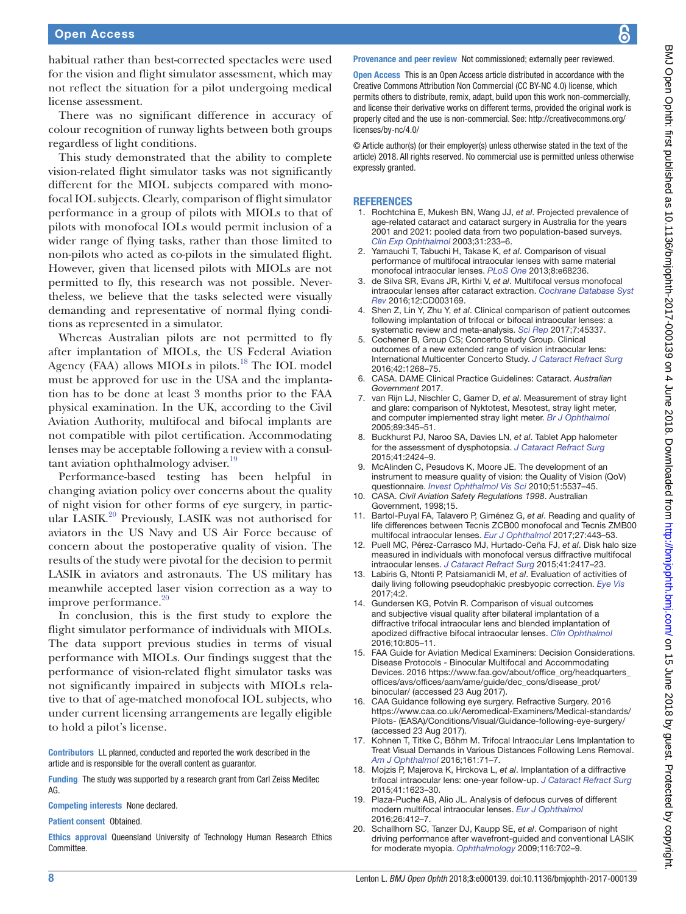habitual rather than best-corrected spectacles were used for the vision and flight simulator assessment, which may not reflect the situation for a pilot undergoing medical license assessment.

There was no significant difference in accuracy of colour recognition of runway lights between both groups regardless of light conditions.

This study demonstrated that the ability to complete vision-related flight simulator tasks was not significantly different for the MIOL subjects compared with monofocal IOL subjects. Clearly, comparison of flight simulator performance in a group of pilots with MIOLs to that of pilots with monofocal IOLs would permit inclusion of a wider range of flying tasks, rather than those limited to non-pilots who acted as co-pilots in the simulated flight. However, given that licensed pilots with MIOLs are not permitted to fly, this research was not possible. Nevertheless, we believe that the tasks selected were visually demanding and representative of normal flying conditions as represented in a simulator.

Whereas Australian pilots are not permitted to fly after implantation of MIOLs, the US Federal Aviation Agency (FAA) allows MIOLs in pilots.[18] The IOL model must be approved for use in the USA and the implantation has to be done at least 3 months prior to the FAA physical examination. In the UK, according to the Civil Aviation Authority, multifocal and bifocal implants are not compatible with pilot certification. Accommodating lenses may be acceptable following a review with a consultant aviation ophthalmology adviser.[19]

Performance-based testing has been helpful in changing aviation policy over concerns about the quality of night vision for other forms of eye surgery, in particular LASIK.[20] Previously, LASIK was not authorised for aviators in the US Navy and US Air Force because of concern about the postoperative quality of vision. The results of the study were pivotal for the decision to permit LASIK in aviators and astronauts. The US military has meanwhile accepted laser vision correction as a way to improve performance.[20]

In conclusion, this is the first study to explore the flight simulator performance of individuals with MIOLs. The data support previous studies in terms of visual performance with MIOLs. Our findings suggest that the performance of vision-related flight simulator tasks was not significantly impaired in subjects with MIOLs relative to that of age-matched monofocal IOL subjects, who under current licensing arrangements are legally eligible to hold a pilot's license.

**Contributors** LL planned, conducted and reported the work described in the article and is responsible for the overall content as guarantor.

**Funding** The study was supported by a research grant from Carl Zeiss Meditec AG.

**Competing interests** None declared.

**Patient consent** Obtained.

**Ethics approval** Queensland University of Technology Human Research Ethics Committee.

**Provenance and peer review** Not commissioned; externally peer reviewed.

**Open Access** This is an Open Access article distributed in accordance with the Creative Commons Attribution Non Commercial (CC BY-NC 4.0) license, which permits others to distribute, remix, adapt, build upon this work non-commercially, and license their derivative works on different terms, provided the original work is properly cited and the use is non-commercial. See: http://creativecommons.org/licenses/by-nc/4.0/

© Article author(s) (or their employer(s) unless otherwise stated in the text of the article) 2018. All rights reserved. No commercial use is permitted unless otherwise expressly granted.

## REFERENCES

1. Rochtchina E, Mukesh BN, Wang JJ, *et al*. Projected prevalence of age-related cataract and cataract surgery in Australia for the years 2001 and 2021: pooled data from two population-based surveys. *Clin Exp Ophthalmol* 2003;31:233–6.
2. Yamauchi T, Tabuchi H, Takase K, *et al*. Comparison of visual performance of multifocal intraocular lenses with same material monofocal intraocular lenses. *PLoS One* 2013;8:e68236.
3. de Silva SR, Evans JR, Kirthi V, *et al*. Multifocal versus monofocal intraocular lenses after cataract extraction. *Cochrane Database Syst Rev* 2016;12:CD003169.
4. Shen Z, Lin Y, Zhu Y, *et al*. Clinical comparison of patient outcomes following implantation of trifocal or bifocal intraocular lenses: a systematic review and meta-analysis. *Sci Rep* 2017;7:45337.
5. Cochener B, Group CS; Concerto Study Group. Clinical outcomes of a new extended range of vision intraocular lens: International Multicenter Concerto Study. *J Cataract Refract Surg* 2016;42:1268–75.
6. CASA. DAME Clinical Practice Guidelines: Cataract. *Australian Government* 2017.
7. van Rijn LJ, Nischler C, Gamer D, *et al*. Measurement of stray light and glare: comparison of Nyktotest, Mesotest, stray light meter, and computer implemented stray light meter. *Br J Ophthalmol* 2005;89:345–51.
8. Buckhurst PJ, Naroo SA, Davies LN, *et al*. Tablet App halometer for the assessment of dysphotopsia. *J Cataract Refract Surg* 2015;41:2424–9.
9. McAlinden C, Pesudovs K, Moore JE. The development of an instrument to measure quality of vision: the Quality of Vision (QoV) questionnaire. *Invest Ophthalmol Vis Sci* 2010;51:5537–45.
10. CASA. *Civil Aviation Safety Regulations 1998*. Australian Government, 1998;15.
11. Bartol-Puyal FA, Talavero P, Giménez G, *et al*. Reading and quality of life differences between Tecnis ZCB00 monofocal and Tecnis ZMB00 multifocal intraocular lenses. *Eur J Ophthalmol* 2017;27:443–53.
12. Puell MC, Pérez-Carrasco MJ, Hurtado-Ceña FJ, *et al*. Disk halo size measured in individuals with monofocal versus diffractive multifocal intraocular lenses. *J Cataract Refract Surg* 2015;41:2417–23.
13. Labiris G, Ntonti P, Patsiamanidi M, *et al*. Evaluation of activities of daily living following pseudophakic presbyopic correction. *Eye Vis* 2017;4:2.
14. Gundersen KG, Potvin R. Comparison of visual outcomes and subjective visual quality after bilateral implantation of a diffractive trifocal intraocular lens and blended implantation of apodized diffractive bifocal intraocular lenses. *Clin Ophthalmol* 2016;10:805–11.
15. FAA Guide for Aviation Medical Examiners: Decision Considerations. Disease Protocols - Binocular Multifocal and Accommodating Devices. 2016 https://www.faa.gov/about/office_org/headquarters_offices/avs/offices/aam/ame/guide/dec_cons/disease_prot/binocular/ (accessed 23 Aug 2017).
16. CAA Guidance following eye surgery. Refractive Surgery. 2016 https://www.caa.co.uk/Aeromedical-Examiners/Medical-standards/Pilots- (EASA)/Conditions/Visual/Guidance-following-eye-surgery/ (accessed 23 Aug 2017).
17. Kohnen T, Titke C, Böhm M. Trifocal Intraocular Lens Implantation to Treat Visual Demands in Various Distances Following Lens Removal. *Am J Ophthalmol* 2016;161:71–7.
18. Mojzis P, Majerova K, Hrckova L, *et al*. Implantation of a diffractive trifocal intraocular lens: one-year follow-up. *J Cataract Refract Surg* 2015;41:1623–30.
19. Plaza-Puche AB, Alio JL. Analysis of defocus curves of different modern multifocal intraocular lenses. *Eur J Ophthalmol* 2016;26:412–7.
20. Schallhorn SC, Tanzer DJ, Kaupp SE, *et al*. Comparison of night driving performance after wavefront-guided and conventional LASIK for moderate myopia. *Ophthalmology* 2009;116:702–9.